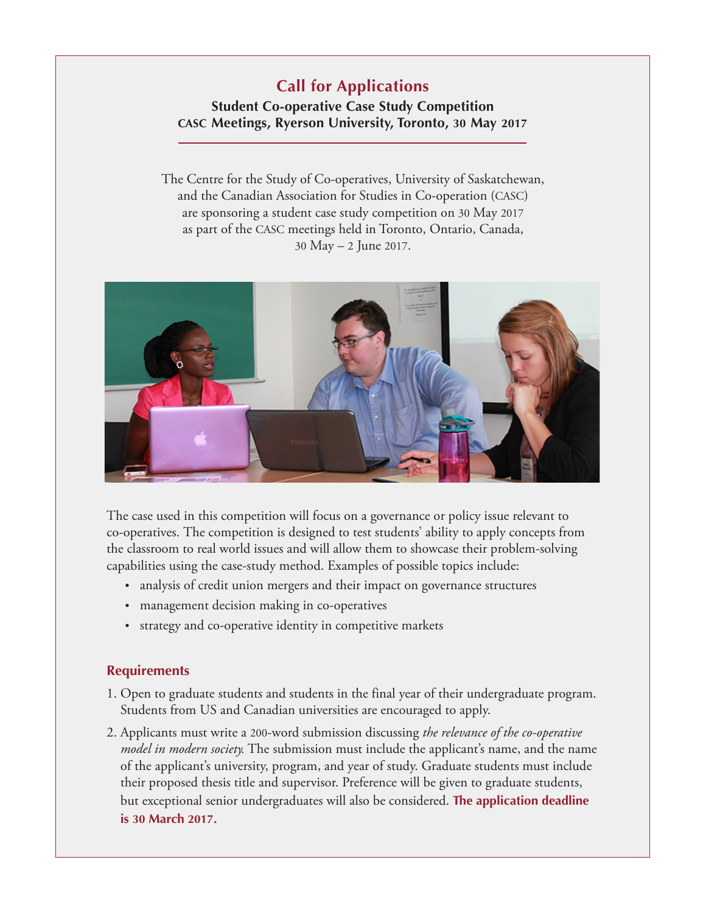# Call for Applications

**Student Co-operative Case Study Competition**
**CASC Meetings, Ryerson University, Toronto, 30 May 2017**

The Centre for the Study of Co-operatives, University of Saskatchewan, and the Canadian Association for Studies in Co-operation (CASC) are sponsoring a student case study competition on 30 May 2017 as part of the CASC meetings held in Toronto, Ontario, Canada, 30 May – 2 June 2017.

The case used in this competition will focus on a governance or policy issue relevant to co-operatives. The competition is designed to test students' ability to apply concepts from the classroom to real world issues and will allow them to showcase their problem-solving capabilities using the case-study method. Examples of possible topics include:

- analysis of credit union mergers and their impact on governance structures
- management decision making in co-operatives
- strategy and co-operative identity in competitive markets

## Requirements

1. Open to graduate students and students in the final year of their undergraduate program. Students from US and Canadian universities are encouraged to apply.
2. Applicants must write a 200-word submission discussing *the relevance of the co-operative model in modern society.* The submission must include the applicant's name, and the name of the applicant's university, program, and year of study. Graduate students must include their proposed thesis title and supervisor. Preference will be given to graduate students, but exceptional senior undergraduates will also be considered. **The application deadline is 30 March 2017.**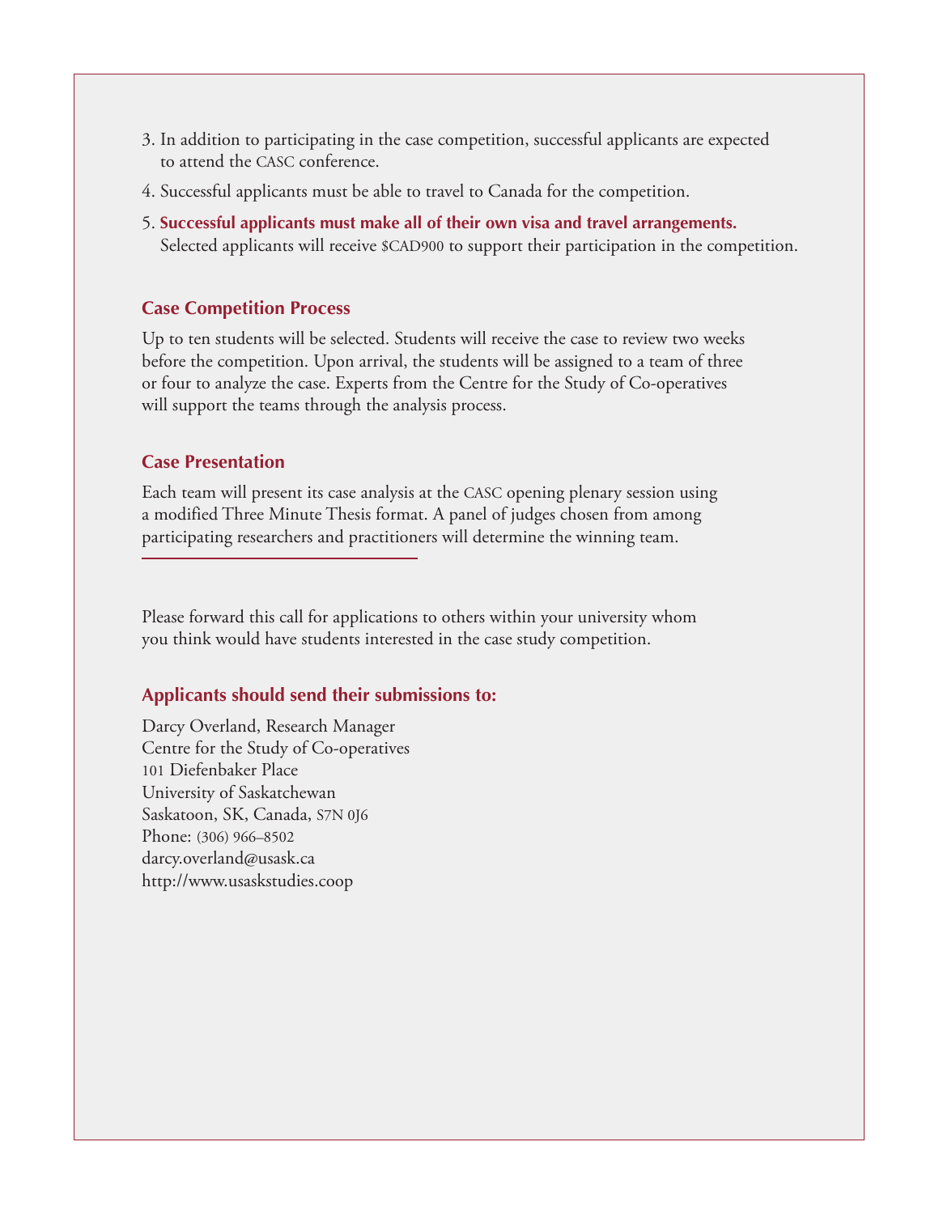3. In addition to participating in the case competition, successful applicants are expected to attend the CASC conference.
4. Successful applicants must be able to travel to Canada for the competition.
5. **Successful applicants must make all of their own visa and travel arrangements.** Selected applicants will receive $CAD900 to support their participation in the competition.

## Case Competition Process

Up to ten students will be selected. Students will receive the case to review two weeks before the competition. Upon arrival, the students will be assigned to a team of three or four to analyze the case. Experts from the Centre for the Study of Co-operatives will support the teams through the analysis process.

## Case Presentation

Each team will present its case analysis at the CASC opening plenary session using a modified Three Minute Thesis format. A panel of judges chosen from among participating researchers and practitioners will determine the winning team.

---

Please forward this call for applications to others within your university whom you think would have students interested in the case study competition.

## Applicants should send their submissions to:

Darcy Overland, Research Manager
Centre for the Study of Co-operatives
101 Diefenbaker Place
University of Saskatchewan
Saskatoon, SK, Canada, S7N 0J6
Phone: (306) 966–8502
darcy.overland@usask.ca
http://www.usaskstudies.coop